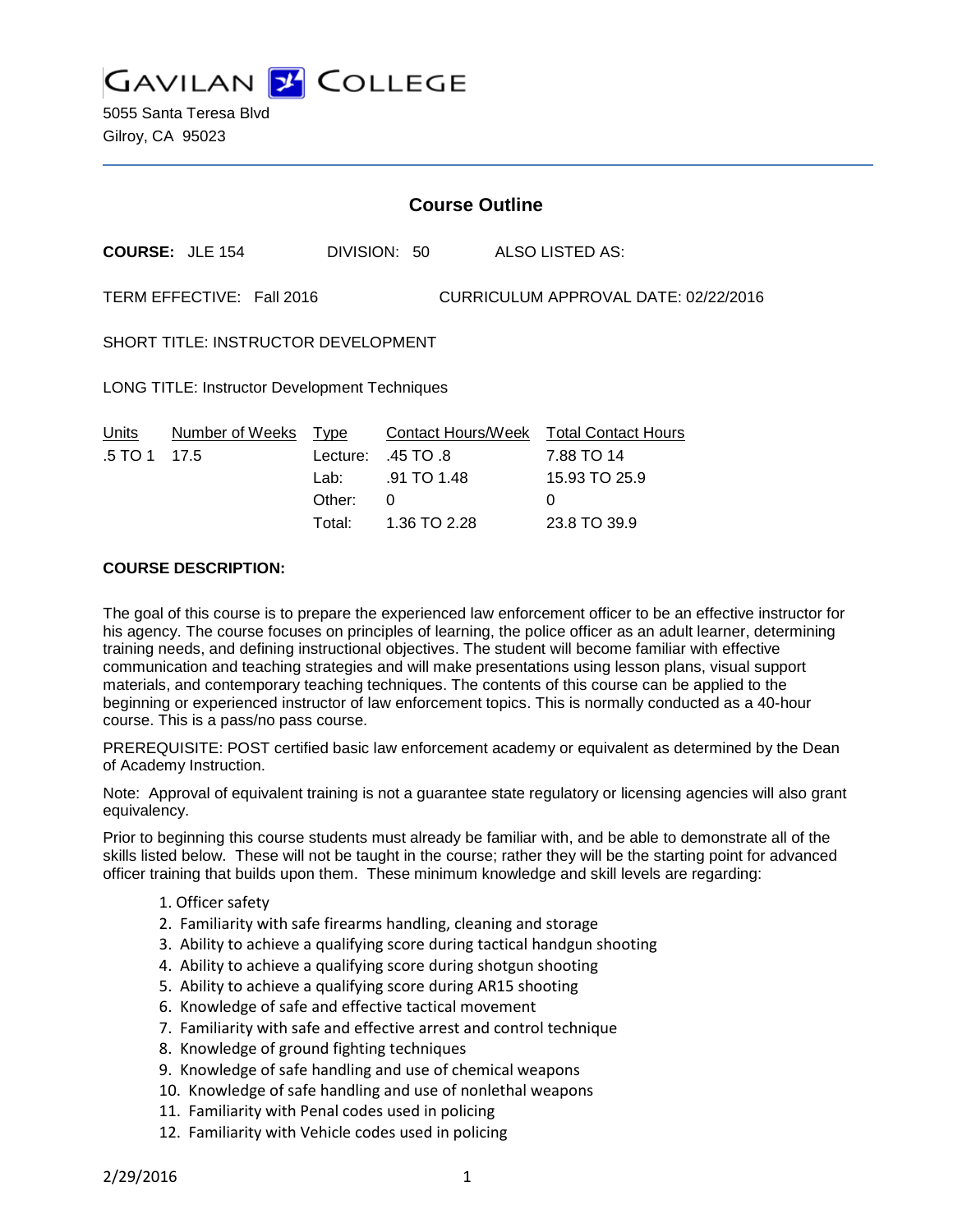GAVILAN COLLEGE

5055 Santa Teresa Blvd
Gilroy, CA 95023

# Course Outline

**COURSE:** JLE 154 DIVISION: 50 ALSO LISTED AS:

TERM EFFECTIVE: Fall 2016 CURRICULUM APPROVAL DATE: 02/22/2016

SHORT TITLE: INSTRUCTOR DEVELOPMENT

LONG TITLE: Instructor Development Techniques

| Units | Number of Weeks | Type | Contact Hours/Week | Total Contact Hours |
|---|---|---|---|---|
| .5 TO 1 | 17.5 | Lecture: | .45 TO .8 | 7.88 TO 14 |
| | | Lab: | .91 TO 1.48 | 15.93 TO 25.9 |
| | | Other: | 0 | 0 |
| | | Total: | 1.36 TO 2.28 | 23.8 TO 39.9 |

**COURSE DESCRIPTION:**

The goal of this course is to prepare the experienced law enforcement officer to be an effective instructor for his agency. The course focuses on principles of learning, the police officer as an adult learner, determining training needs, and defining instructional objectives. The student will become familiar with effective communication and teaching strategies and will make presentations using lesson plans, visual support materials, and contemporary teaching techniques. The contents of this course can be applied to the beginning or experienced instructor of law enforcement topics. This is normally conducted as a 40-hour course. This is a pass/no pass course.

PREREQUISITE: POST certified basic law enforcement academy or equivalent as determined by the Dean of Academy Instruction.

Note: Approval of equivalent training is not a guarantee state regulatory or licensing agencies will also grant equivalency.

Prior to beginning this course students must already be familiar with, and be able to demonstrate all of the skills listed below. These will not be taught in the course; rather they will be the starting point for advanced officer training that builds upon them. These minimum knowledge and skill levels are regarding:

1. Officer safety
2. Familiarity with safe firearms handling, cleaning and storage
3. Ability to achieve a qualifying score during tactical handgun shooting
4. Ability to achieve a qualifying score during shotgun shooting
5. Ability to achieve a qualifying score during AR15 shooting
6. Knowledge of safe and effective tactical movement
7. Familiarity with safe and effective arrest and control technique
8. Knowledge of ground fighting techniques
9. Knowledge of safe handling and use of chemical weapons
10. Knowledge of safe handling and use of nonlethal weapons
11. Familiarity with Penal codes used in policing
12. Familiarity with Vehicle codes used in policing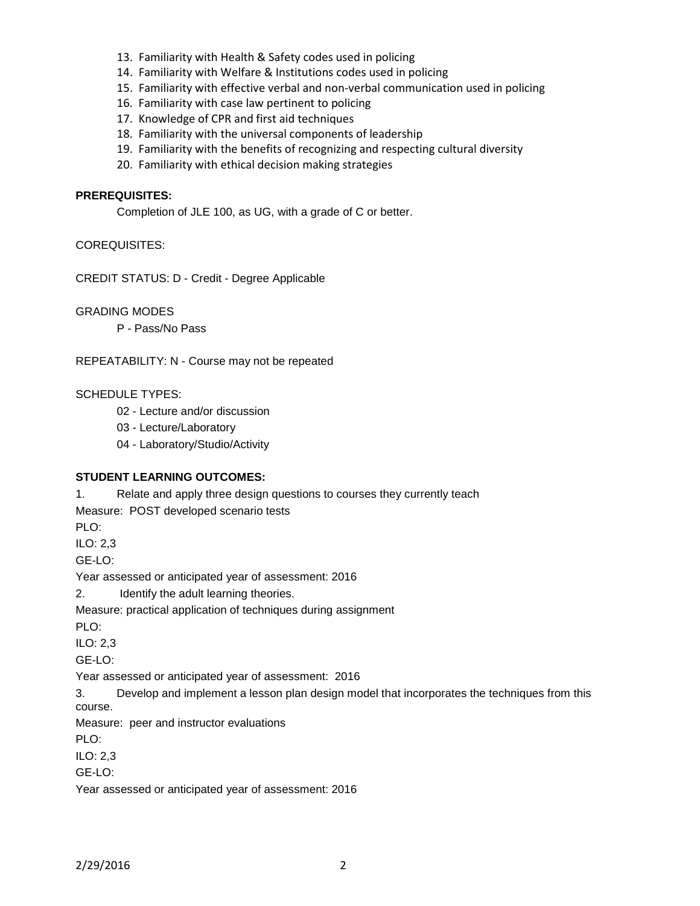13. Familiarity with Health & Safety codes used in policing
14. Familiarity with Welfare & Institutions codes used in policing
15. Familiarity with effective verbal and non-verbal communication used in policing
16. Familiarity with case law pertinent to policing
17. Knowledge of CPR and first aid techniques
18. Familiarity with the universal components of leadership
19. Familiarity with the benefits of recognizing and respecting cultural diversity
20. Familiarity with ethical decision making strategies

**PREREQUISITES:**

Completion of JLE 100, as UG, with a grade of C or better.

COREQUISITES:

CREDIT STATUS: D - Credit - Degree Applicable

GRADING MODES

P - Pass/No Pass

REPEATABILITY: N - Course may not be repeated

SCHEDULE TYPES:

02 - Lecture and/or discussion

03 - Lecture/Laboratory

04 - Laboratory/Studio/Activity

**STUDENT LEARNING OUTCOMES:**

1. Relate and apply three design questions to courses they currently teach

Measure: POST developed scenario tests

PLO:

ILO: 2,3

GE-LO:

Year assessed or anticipated year of assessment: 2016

2. Identify the adult learning theories.

Measure: practical application of techniques during assignment

PLO:

ILO: 2,3

GE-LO:

Year assessed or anticipated year of assessment: 2016

3. Develop and implement a lesson plan design model that incorporates the techniques from this course.

Measure: peer and instructor evaluations

PLO:

ILO: 2,3

GE-LO:

Year assessed or anticipated year of assessment: 2016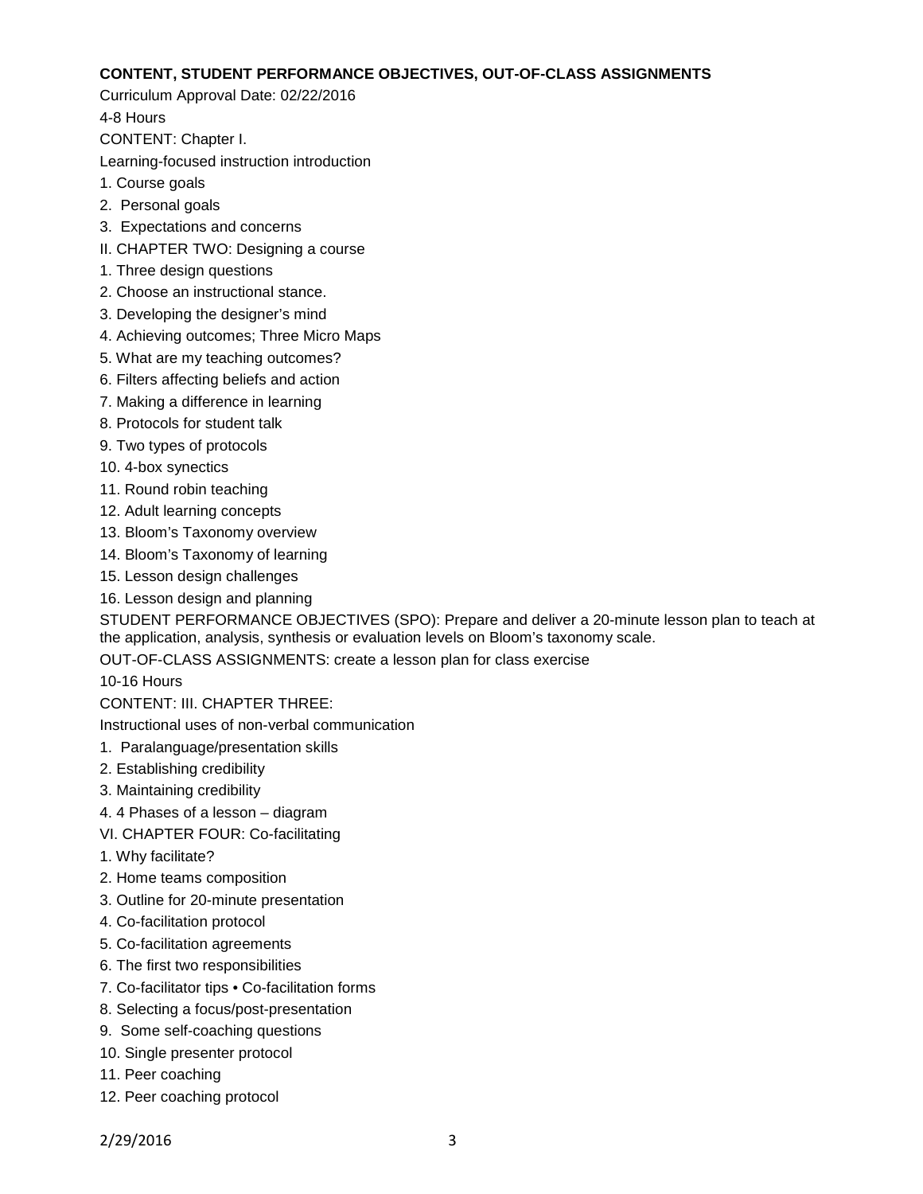**CONTENT, STUDENT PERFORMANCE OBJECTIVES, OUT-OF-CLASS ASSIGNMENTS**

Curriculum Approval Date: 02/22/2016

4-8 Hours

CONTENT: Chapter I.

Learning-focused instruction introduction

1. Course goals
2. Personal goals
3. Expectations and concerns

II. CHAPTER TWO: Designing a course

1. Three design questions
2. Choose an instructional stance.
3. Developing the designer's mind
4. Achieving outcomes; Three Micro Maps
5. What are my teaching outcomes?
6. Filters affecting beliefs and action
7. Making a difference in learning
8. Protocols for student talk
9. Two types of protocols
10. 4-box synectics
11. Round robin teaching
12. Adult learning concepts
13. Bloom's Taxonomy overview
14. Bloom's Taxonomy of learning
15. Lesson design challenges
16. Lesson design and planning

STUDENT PERFORMANCE OBJECTIVES (SPO): Prepare and deliver a 20-minute lesson plan to teach at the application, analysis, synthesis or evaluation levels on Bloom's taxonomy scale.

OUT-OF-CLASS ASSIGNMENTS: create a lesson plan for class exercise

10-16 Hours

CONTENT: III. CHAPTER THREE:

Instructional uses of non-verbal communication

1. Paralanguage/presentation skills
2. Establishing credibility
3. Maintaining credibility
4. 4 Phases of a lesson – diagram

VI. CHAPTER FOUR: Co-facilitating

1. Why facilitate?
2. Home teams composition
3. Outline for 20-minute presentation
4. Co-facilitation protocol
5. Co-facilitation agreements
6. The first two responsibilities
7. Co-facilitator tips • Co-facilitation forms
8. Selecting a focus/post-presentation
9. Some self-coaching questions
10. Single presenter protocol
11. Peer coaching
12. Peer coaching protocol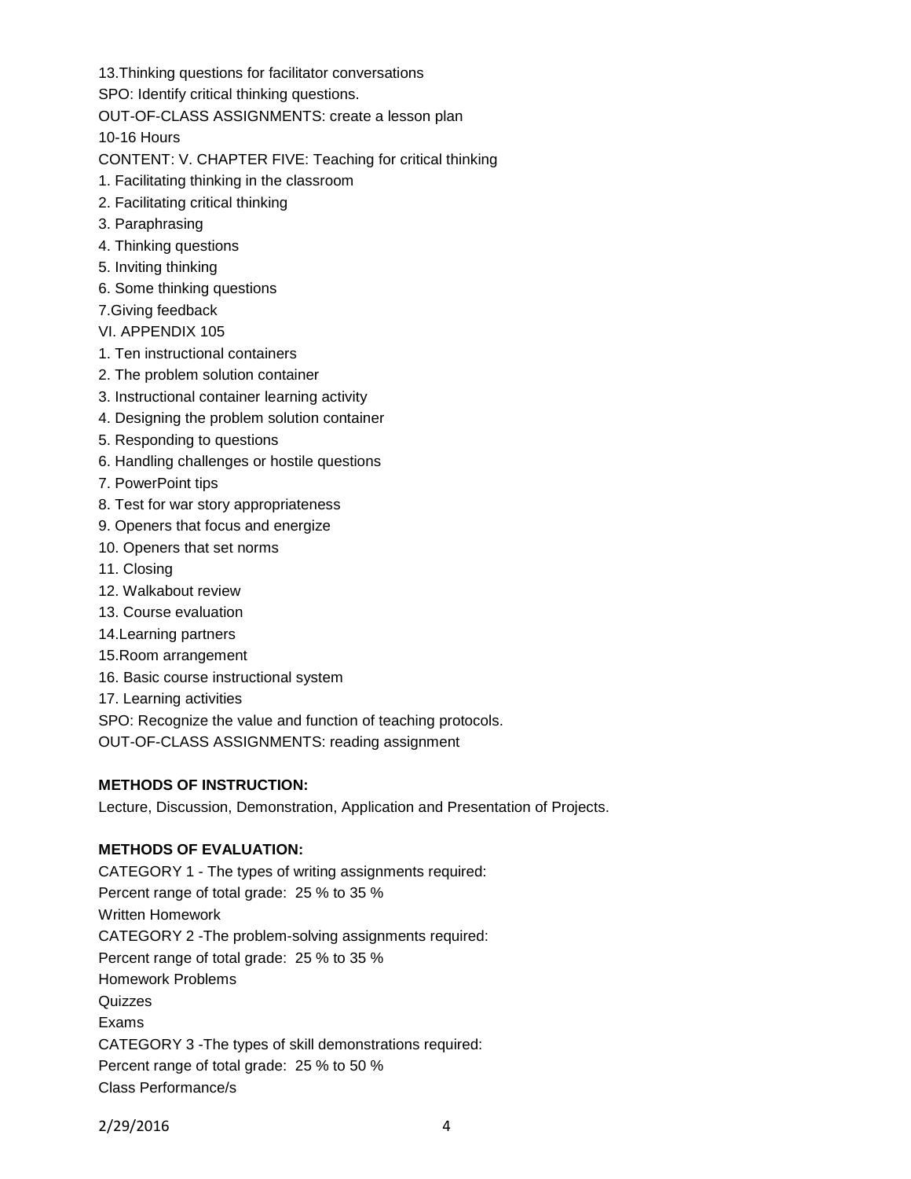13.Thinking questions for facilitator conversations

SPO: Identify critical thinking questions.

OUT-OF-CLASS ASSIGNMENTS: create a lesson plan

10-16 Hours

CONTENT: V. CHAPTER FIVE: Teaching for critical thinking

1. Facilitating thinking in the classroom
2. Facilitating critical thinking
3. Paraphrasing
4. Thinking questions
5. Inviting thinking
6. Some thinking questions
7.Giving feedback

VI. APPENDIX 105

1. Ten instructional containers
2. The problem solution container
3. Instructional container learning activity
4. Designing the problem solution container
5. Responding to questions
6. Handling challenges or hostile questions
7. PowerPoint tips
8. Test for war story appropriateness
9. Openers that focus and energize
10. Openers that set norms
11. Closing
12. Walkabout review
13. Course evaluation
14.Learning partners
15.Room arrangement
16. Basic course instructional system
17. Learning activities

SPO: Recognize the value and function of teaching protocols.

OUT-OF-CLASS ASSIGNMENTS: reading assignment

**METHODS OF INSTRUCTION:**

Lecture, Discussion, Demonstration, Application and Presentation of Projects.

**METHODS OF EVALUATION:**

CATEGORY 1 - The types of writing assignments required:

Percent range of total grade: 25 % to 35 %

Written Homework

CATEGORY 2 -The problem-solving assignments required:

Percent range of total grade: 25 % to 35 %

Homework Problems

Quizzes

Exams

CATEGORY 3 -The types of skill demonstrations required:

Percent range of total grade: 25 % to 50 %

Class Performance/s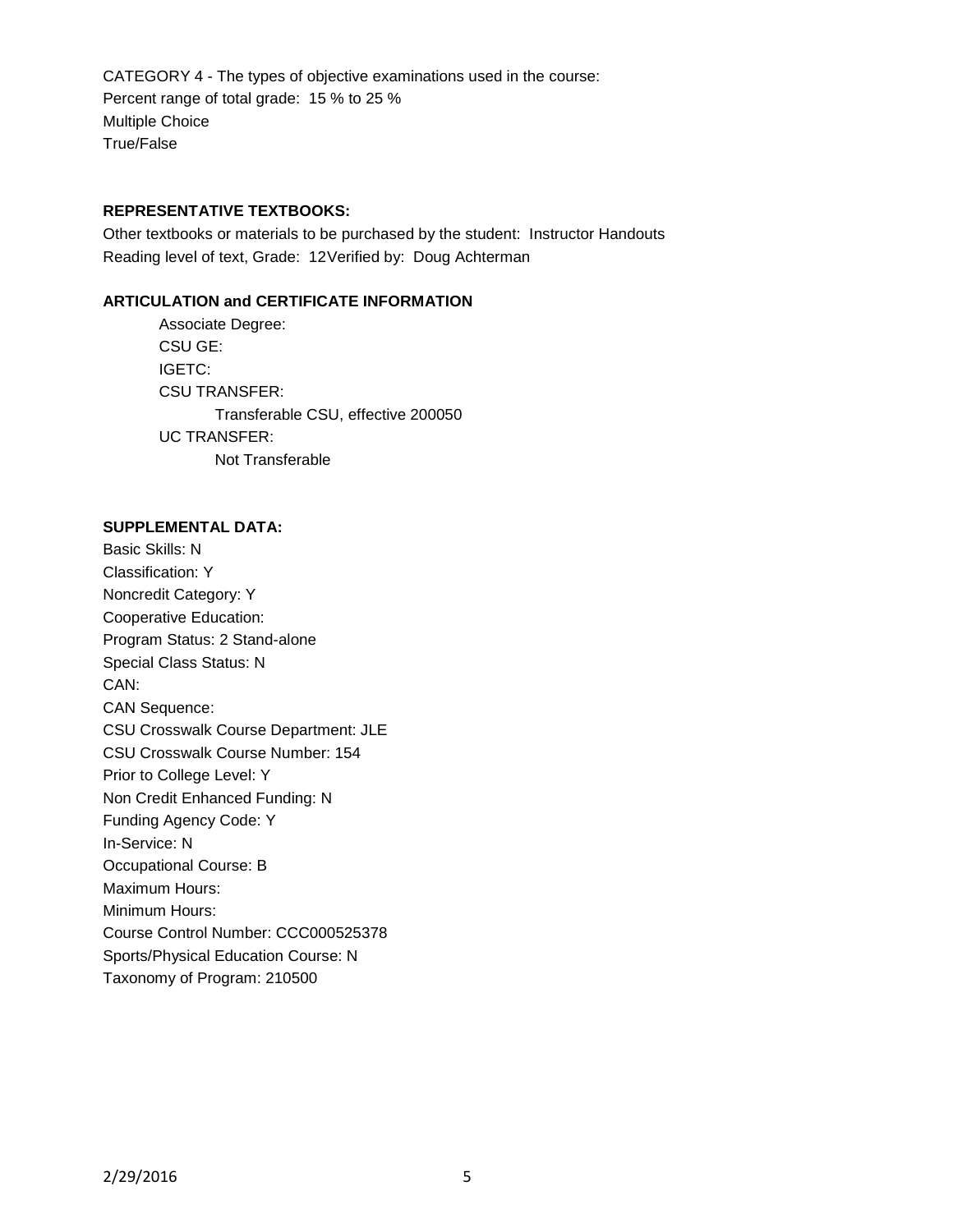CATEGORY 4 - The types of objective examinations used in the course:
Percent range of total grade: 15 % to 25 %
Multiple Choice
True/False

**REPRESENTATIVE TEXTBOOKS:**

Other textbooks or materials to be purchased by the student: Instructor Handouts
Reading level of text, Grade: 12Verified by: Doug Achterman

**ARTICULATION and CERTIFICATE INFORMATION**

Associate Degree:
CSU GE:
IGETC:
CSU TRANSFER:
    Transferable CSU, effective 200050
UC TRANSFER:
    Not Transferable

**SUPPLEMENTAL DATA:**

Basic Skills: N
Classification: Y
Noncredit Category: Y
Cooperative Education:
Program Status: 2 Stand-alone
Special Class Status: N
CAN:
CAN Sequence:
CSU Crosswalk Course Department: JLE
CSU Crosswalk Course Number: 154
Prior to College Level: Y
Non Credit Enhanced Funding: N
Funding Agency Code: Y
In-Service: N
Occupational Course: B
Maximum Hours:
Minimum Hours:
Course Control Number: CCC000525378
Sports/Physical Education Course: N
Taxonomy of Program: 210500